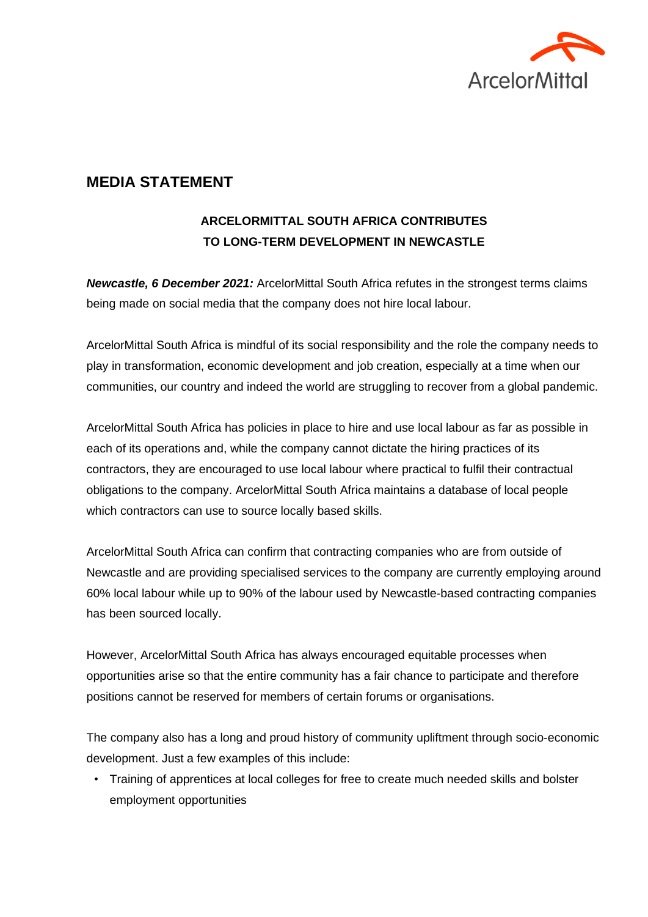## MEDIA STATEMENT

**ARCELORMITTAL SOUTH AFRICA CONTRIBUTES TO LONG-TERM DEVELOPMENT IN NEWCASTLE**

***Newcastle, 6 December 2021:*** ArcelorMittal South Africa refutes in the strongest terms claims being made on social media that the company does not hire local labour.

ArcelorMittal South Africa is mindful of its social responsibility and the role the company needs to play in transformation, economic development and job creation, especially at a time when our communities, our country and indeed the world are struggling to recover from a global pandemic.

ArcelorMittal South Africa has policies in place to hire and use local labour as far as possible in each of its operations and, while the company cannot dictate the hiring practices of its contractors, they are encouraged to use local labour where practical to fulfil their contractual obligations to the company. ArcelorMittal South Africa maintains a database of local people which contractors can use to source locally based skills.

ArcelorMittal South Africa can confirm that contracting companies who are from outside of Newcastle and are providing specialised services to the company are currently employing around 60% local labour while up to 90% of the labour used by Newcastle-based contracting companies has been sourced locally.

However, ArcelorMittal South Africa has always encouraged equitable processes when opportunities arise so that the entire community has a fair chance to participate and therefore positions cannot be reserved for members of certain forums or organisations.

The company also has a long and proud history of community upliftment through socio-economic development. Just a few examples of this include:

- Training of apprentices at local colleges for free to create much needed skills and bolster employment opportunities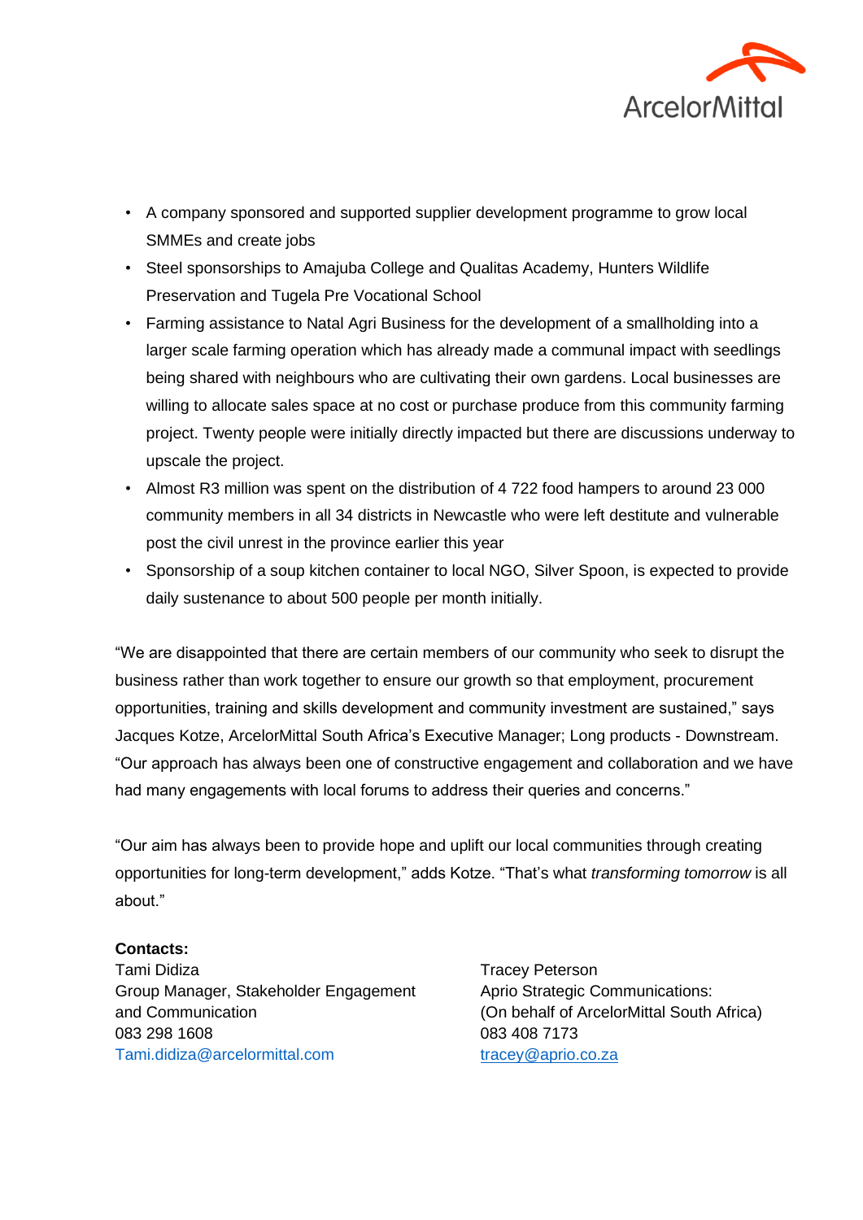- A company sponsored and supported supplier development programme to grow local SMMEs and create jobs
- Steel sponsorships to Amajuba College and Qualitas Academy, Hunters Wildlife Preservation and Tugela Pre Vocational School
- Farming assistance to Natal Agri Business for the development of a smallholding into a larger scale farming operation which has already made a communal impact with seedlings being shared with neighbours who are cultivating their own gardens. Local businesses are willing to allocate sales space at no cost or purchase produce from this community farming project. Twenty people were initially directly impacted but there are discussions underway to upscale the project.
- Almost R3 million was spent on the distribution of 4 722 food hampers to around 23 000 community members in all 34 districts in Newcastle who were left destitute and vulnerable post the civil unrest in the province earlier this year
- Sponsorship of a soup kitchen container to local NGO, Silver Spoon, is expected to provide daily sustenance to about 500 people per month initially.

"We are disappointed that there are certain members of our community who seek to disrupt the business rather than work together to ensure our growth so that employment, procurement opportunities, training and skills development and community investment are sustained," says Jacques Kotze, ArcelorMittal South Africa's Executive Manager; Long products - Downstream. "Our approach has always been one of constructive engagement and collaboration and we have had many engagements with local forums to address their queries and concerns."

"Our aim has always been to provide hope and uplift our local communities through creating opportunities for long-term development," adds Kotze. "That's what *transforming tomorrow* is all about."

**Contacts:**

Tami Didiza
Group Manager, Stakeholder Engagement and Communication
083 298 1608
Tami.didiza@arcelormittal.com

Tracey Peterson
Aprio Strategic Communications:
(On behalf of ArcelorMittal South Africa)
083 408 7173
tracey@aprio.co.za